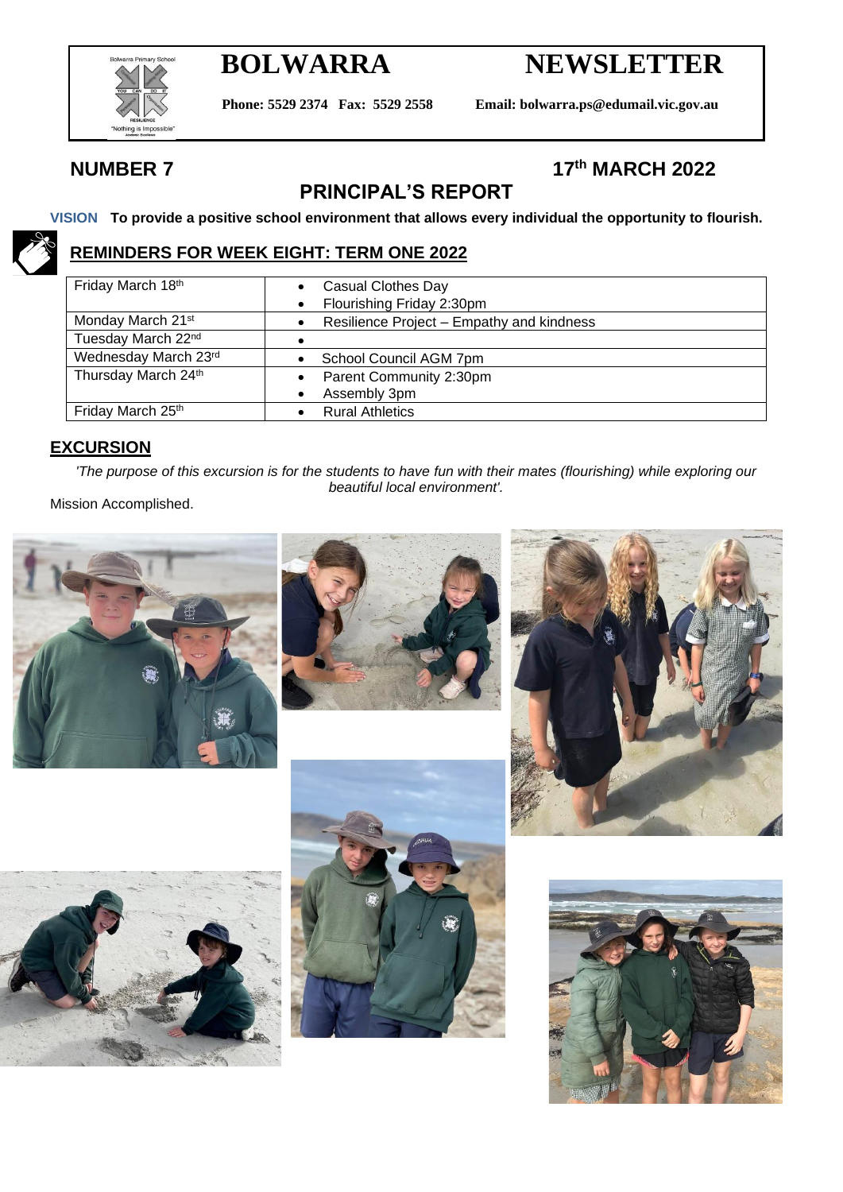# BOLWARRA NEWSLETTER

**Phone: 5529 2374 Fax: 5529 2558 Email: bolwarra.ps@edumail.vic.gov.au**

**NUMBER 7** **17th MARCH 2022**

## PRINCIPAL'S REPORT

**VISION To provide a positive school environment that allows every individual the opportunity to flourish.**

### REMINDERS FOR WEEK EIGHT: TERM ONE 2022

| | |
|---|---|
| Friday March 18th | • Casual Clothes Day<br>• Flourishing Friday 2:30pm |
| Monday March 21st | • Resilience Project – Empathy and kindness |
| Tuesday March 22nd | • |
| Wednesday March 23rd | • School Council AGM 7pm |
| Thursday March 24th | • Parent Community 2:30pm<br>• Assembly 3pm |
| Friday March 25th | • Rural Athletics |

### EXCURSION

*'The purpose of this excursion is for the students to have fun with their mates (flourishing) while exploring our beautiful local environment'.*

Mission Accomplished.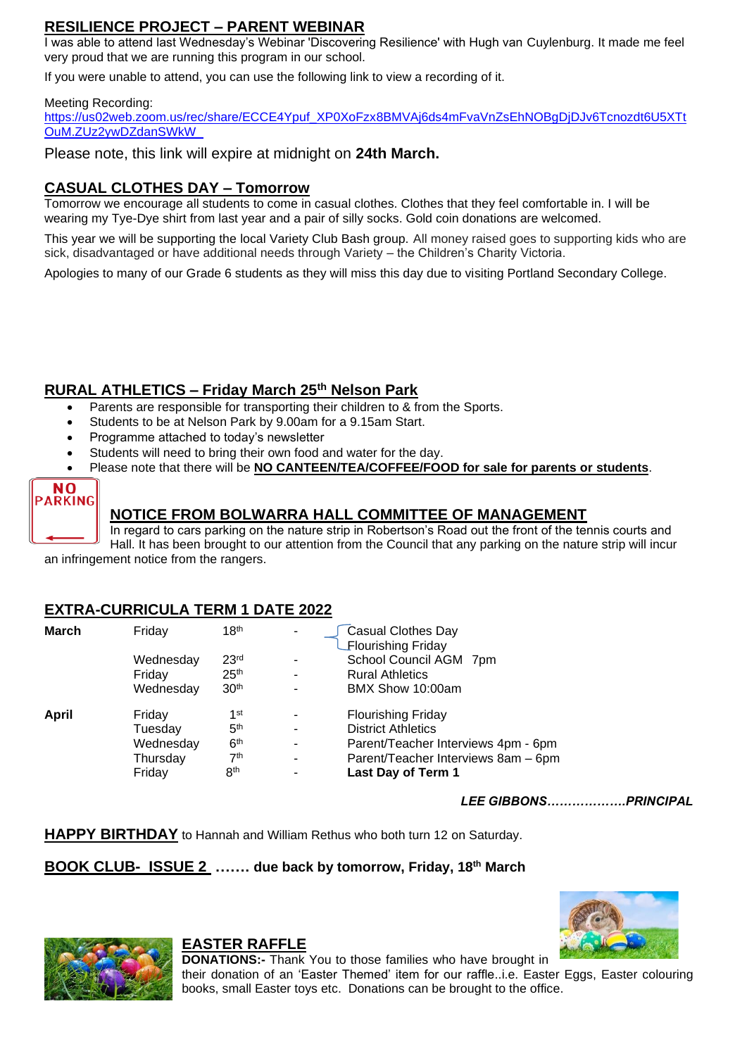## RESILIENCE PROJECT – PARENT WEBINAR

I was able to attend last Wednesday's Webinar 'Discovering Resilience' with Hugh van Cuylenburg. It made me feel very proud that we are running this program in our school.

If you were unable to attend, you can use the following link to view a recording of it.

Meeting Recording:
https://us02web.zoom.us/rec/share/ECCE4Ypuf_XP0XoFzx8BMVAj6ds4mFvaVnZsEhNOBgDjDJv6Tcnozdt6U5XTtOuM.ZUz2ywDZdanSWkW

Please note, this link will expire at midnight on **24th March.**

## CASUAL CLOTHES DAY – Tomorrow

Tomorrow we encourage all students to come in casual clothes. Clothes that they feel comfortable in. I will be wearing my Tye-Dye shirt from last year and a pair of silly socks. Gold coin donations are welcomed.

This year we will be supporting the local Variety Club Bash group. All money raised goes to supporting kids who are sick, disadvantaged or have additional needs through Variety – the Children's Charity Victoria.

Apologies to many of our Grade 6 students as they will miss this day due to visiting Portland Secondary College.

## RURAL ATHLETICS – Friday March 25th Nelson Park

- Parents are responsible for transporting their children to & from the Sports.
- Students to be at Nelson Park by 9.00am for a 9.15am Start.
- Programme attached to today's newsletter
- Students will need to bring their own food and water for the day.
- Please note that there will be **NO CANTEEN/TEA/COFFEE/FOOD for sale for parents or students**.

## NOTICE FROM BOLWARRA HALL COMMITTEE OF MANAGEMENT

In regard to cars parking on the nature strip in Robertson's Road out the front of the tennis courts and Hall. It has been brought to our attention from the Council that any parking on the nature strip will incur an infringement notice from the rangers.

## EXTRA-CURRICULA TERM 1 DATE 2022

| | | | | |
|---|---|---|---|---|
| **March** | Friday | 18th | - | Casual Clothes Day<br>Flourishing Friday |
| | Wednesday | 23rd | - | School Council AGM 7pm |
| | Friday | 25th | - | Rural Athletics |
| | Wednesday | 30th | - | BMX Show 10:00am |
| **April** | Friday | 1st | - | Flourishing Friday |
| | Tuesday | 5th | - | District Athletics |
| | Wednesday | 6th | - | Parent/Teacher Interviews 4pm - 6pm |
| | Thursday | 7th | - | Parent/Teacher Interviews 8am – 6pm |
| | Friday | 8th | - | **Last Day of Term 1** |

***LEE GIBBONS……………….PRINCIPAL***

**HAPPY BIRTHDAY** to Hannah and William Rethus who both turn 12 on Saturday.

**BOOK CLUB- ISSUE 2 ……. due back by tomorrow, Friday, 18th March**

## EASTER RAFFLE

**DONATIONS:-** Thank You to those families who have brought in their donation of an 'Easter Themed' item for our raffle..i.e. Easter Eggs, Easter colouring books, small Easter toys etc. Donations can be brought to the office.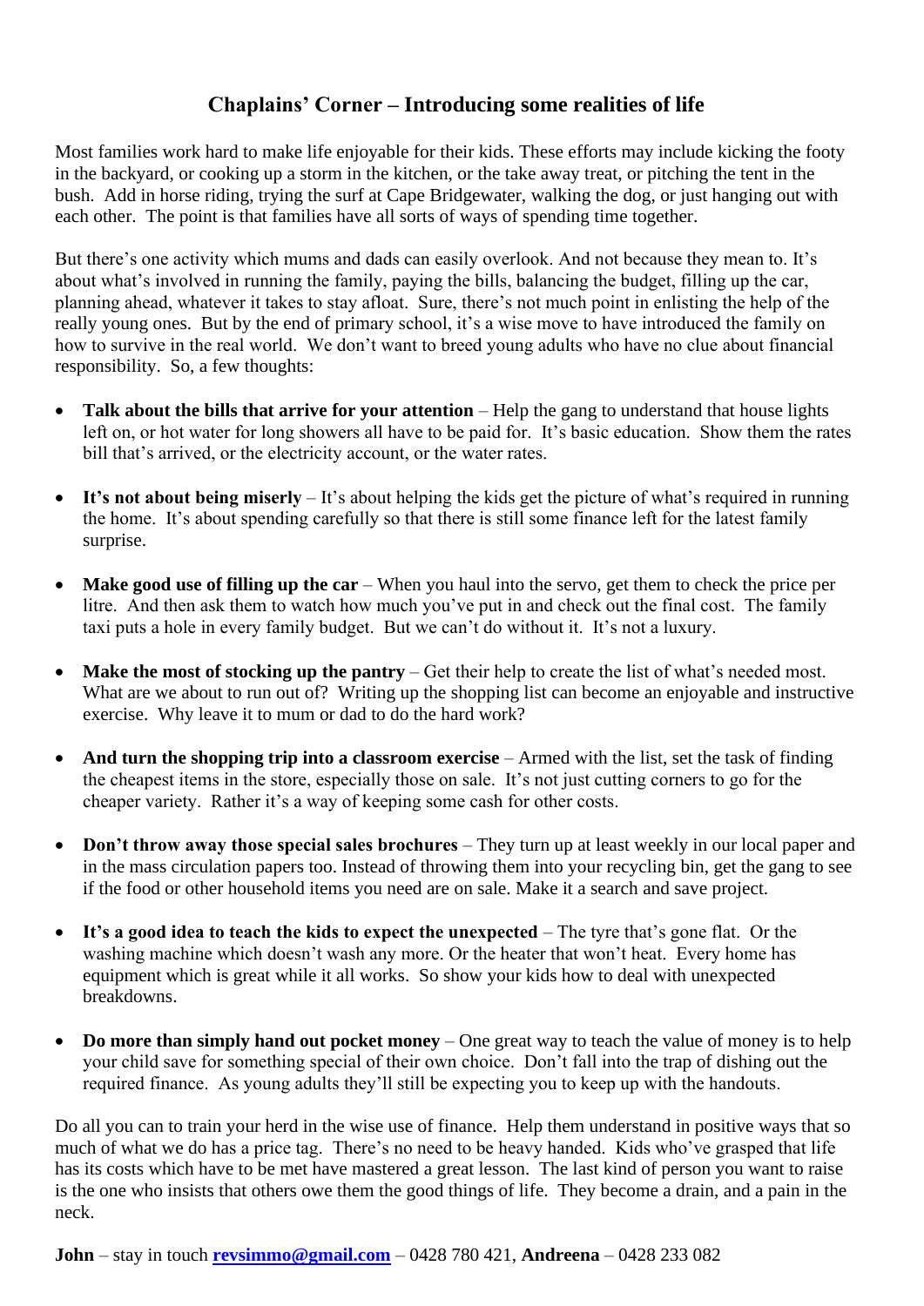## Chaplains' Corner – Introducing some realities of life

Most families work hard to make life enjoyable for their kids. These efforts may include kicking the footy in the backyard, or cooking up a storm in the kitchen, or the take away treat, or pitching the tent in the bush. Add in horse riding, trying the surf at Cape Bridgewater, walking the dog, or just hanging out with each other. The point is that families have all sorts of ways of spending time together.

But there's one activity which mums and dads can easily overlook. And not because they mean to. It's about what's involved in running the family, paying the bills, balancing the budget, filling up the car, planning ahead, whatever it takes to stay afloat. Sure, there's not much point in enlisting the help of the really young ones. But by the end of primary school, it's a wise move to have introduced the family on how to survive in the real world. We don't want to breed young adults who have no clue about financial responsibility. So, a few thoughts:

- **Talk about the bills that arrive for your attention** – Help the gang to understand that house lights left on, or hot water for long showers all have to be paid for. It's basic education. Show them the rates bill that's arrived, or the electricity account, or the water rates.
- **It's not about being miserly** – It's about helping the kids get the picture of what's required in running the home. It's about spending carefully so that there is still some finance left for the latest family surprise.
- **Make good use of filling up the car** – When you haul into the servo, get them to check the price per litre. And then ask them to watch how much you've put in and check out the final cost. The family taxi puts a hole in every family budget. But we can't do without it. It's not a luxury.
- **Make the most of stocking up the pantry** – Get their help to create the list of what's needed most. What are we about to run out of? Writing up the shopping list can become an enjoyable and instructive exercise. Why leave it to mum or dad to do the hard work?
- **And turn the shopping trip into a classroom exercise** – Armed with the list, set the task of finding the cheapest items in the store, especially those on sale. It's not just cutting corners to go for the cheaper variety. Rather it's a way of keeping some cash for other costs.
- **Don't throw away those special sales brochures** – They turn up at least weekly in our local paper and in the mass circulation papers too. Instead of throwing them into your recycling bin, get the gang to see if the food or other household items you need are on sale. Make it a search and save project.
- **It's a good idea to teach the kids to expect the unexpected** – The tyre that's gone flat. Or the washing machine which doesn't wash any more. Or the heater that won't heat. Every home has equipment which is great while it all works. So show your kids how to deal with unexpected breakdowns.
- **Do more than simply hand out pocket money** – One great way to teach the value of money is to help your child save for something special of their own choice. Don't fall into the trap of dishing out the required finance. As young adults they'll still be expecting you to keep up with the handouts.

Do all you can to train your herd in the wise use of finance. Help them understand in positive ways that so much of what we do has a price tag. There's no need to be heavy handed. Kids who've grasped that life has its costs which have to be met have mastered a great lesson. The last kind of person you want to raise is the one who insists that others owe them the good things of life. They become a drain, and a pain in the neck.

**John** – stay in touch **revsimmo@gmail.com** – 0428 780 421, **Andreena** – 0428 233 082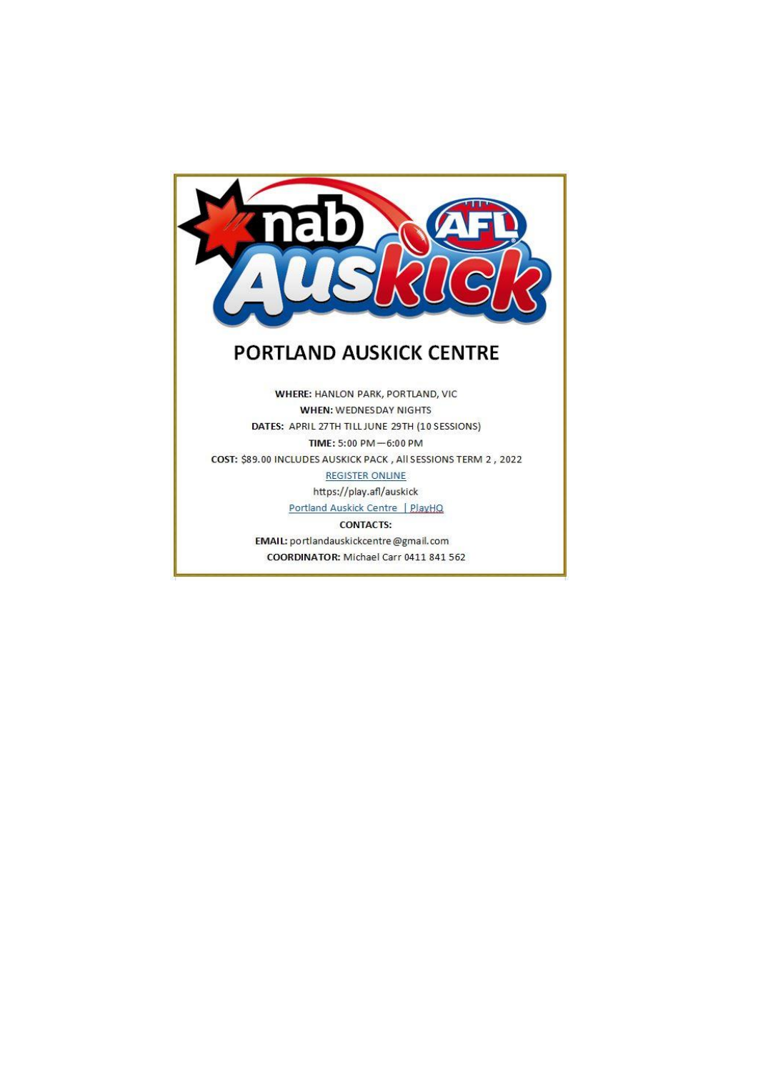# PORTLAND AUSKICK CENTRE

**WHERE:** HANLON PARK, PORTLAND, VIC

**WHEN:** WEDNESDAY NIGHTS

**DATES:** APRIL 27TH TILL JUNE 29TH (10 SESSIONS)

**TIME:** 5:00 PM—6:00 PM

**COST:** $89.00 INCLUDES AUSKICK PACK , All SESSIONS TERM 2 , 2022

REGISTER ONLINE

https://play.afl/auskick

Portland Auskick Centre | PlayHQ

**CONTACTS:**

**EMAIL:** portlandauskickcentre@gmail.com

**COORDINATOR:** Michael Carr 0411 841 562